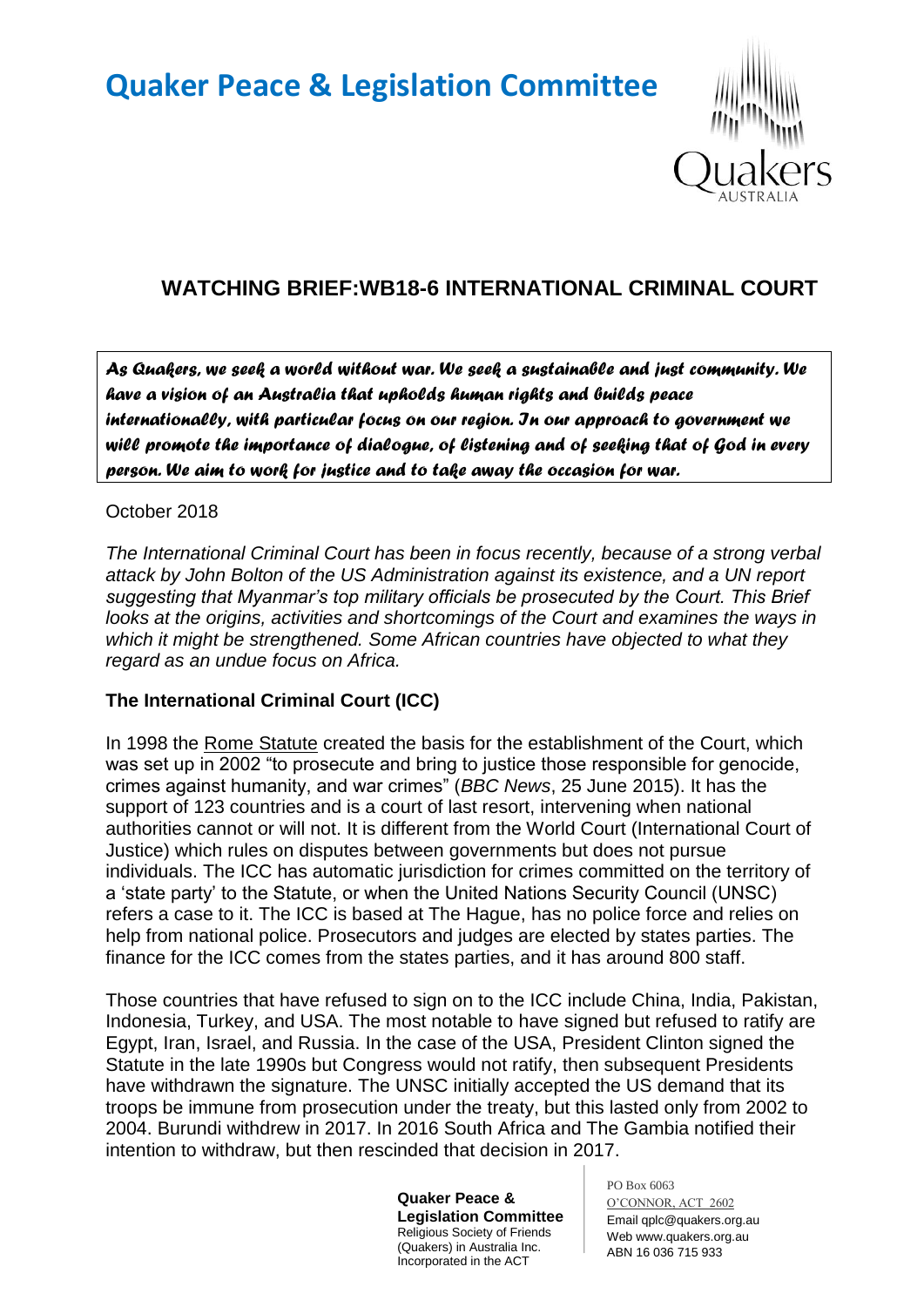# Quaker Peace & Legislation Committee

## WATCHING BRIEF:WB18-6 INTERNATIONAL CRIMINAL COURT

*As Quakers, we seek a world without war. We seek a sustainable and just community. We have a vision of an Australia that upholds human rights and builds peace internationally, with particular focus on our region. In our approach to government we will promote the importance of dialogue, of listening and of seeking that of God in every person. We aim to work for justice and to take away the occasion for war.*

October 2018

*The International Criminal Court has been in focus recently, because of a strong verbal attack by John Bolton of the US Administration against its existence, and a UN report suggesting that Myanmar's top military officials be prosecuted by the Court. This Brief looks at the origins, activities and shortcomings of the Court and examines the ways in which it might be strengthened. Some African countries have objected to what they regard as an undue focus on Africa.*

### The International Criminal Court (ICC)

In 1998 the Rome Statute created the basis for the establishment of the Court, which was set up in 2002 "to prosecute and bring to justice those responsible for genocide, crimes against humanity, and war crimes" (*BBC News*, 25 June 2015). It has the support of 123 countries and is a court of last resort, intervening when national authorities cannot or will not. It is different from the World Court (International Court of Justice) which rules on disputes between governments but does not pursue individuals. The ICC has automatic jurisdiction for crimes committed on the territory of a 'state party' to the Statute, or when the United Nations Security Council (UNSC) refers a case to it. The ICC is based at The Hague, has no police force and relies on help from national police. Prosecutors and judges are elected by states parties. The finance for the ICC comes from the states parties, and it has around 800 staff.

Those countries that have refused to sign on to the ICC include China, India, Pakistan, Indonesia, Turkey, and USA. The most notable to have signed but refused to ratify are Egypt, Iran, Israel, and Russia. In the case of the USA, President Clinton signed the Statute in the late 1990s but Congress would not ratify, then subsequent Presidents have withdrawn the signature. The UNSC initially accepted the US demand that its troops be immune from prosecution under the treaty, but this lasted only from 2002 to 2004. Burundi withdrew in 2017. In 2016 South Africa and The Gambia notified their intention to withdraw, but then rescinded that decision in 2017.

**Quaker Peace & Legislation Committee**
Religious Society of Friends (Quakers) in Australia Inc.
Incorporated in the ACT

PO Box 6063
O'CONNOR, ACT 2602
Email qplc@quakers.org.au
Web www.quakers.org.au
ABN 16 036 715 933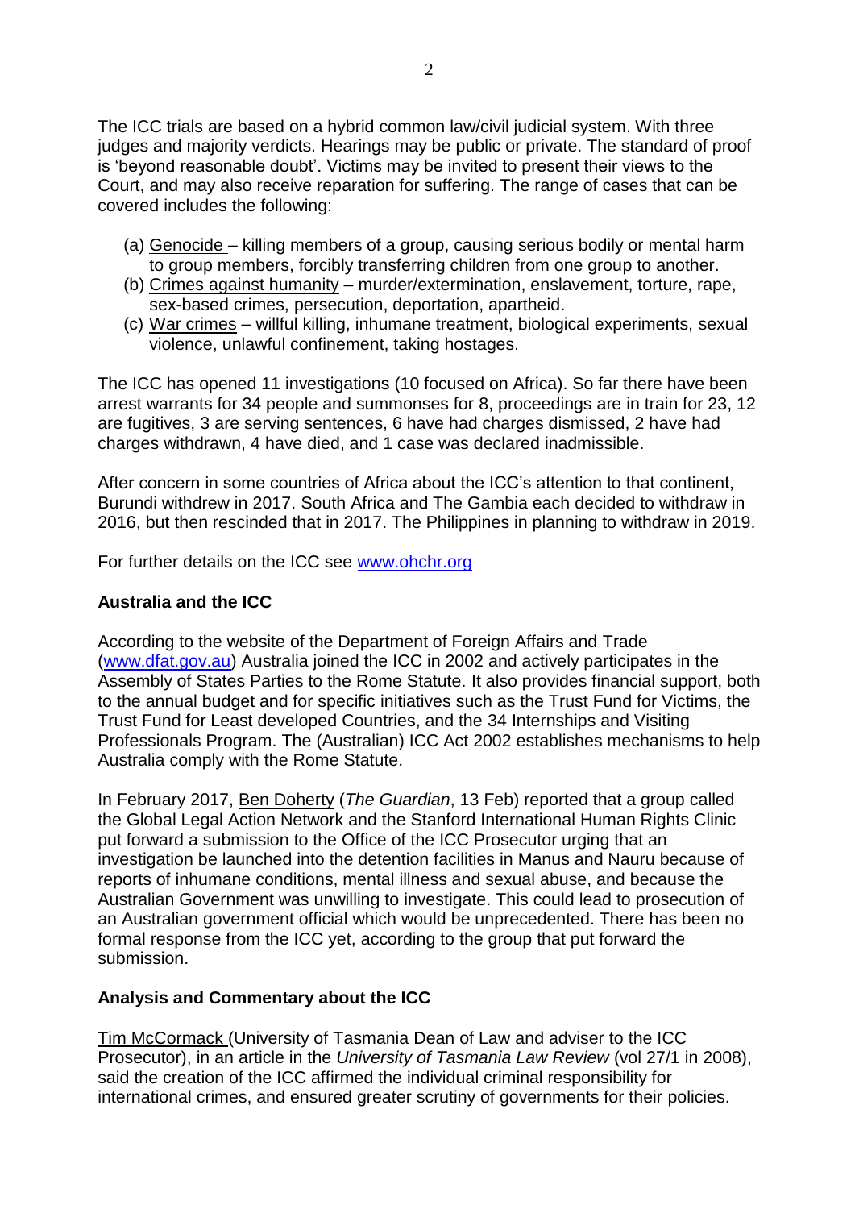The ICC trials are based on a hybrid common law/civil judicial system. With three judges and majority verdicts. Hearings may be public or private. The standard of proof is 'beyond reasonable doubt'. Victims may be invited to present their views to the Court, and may also receive reparation for suffering. The range of cases that can be covered includes the following:

(a) Genocide – killing members of a group, causing serious bodily or mental harm to group members, forcibly transferring children from one group to another.
(b) Crimes against humanity – murder/extermination, enslavement, torture, rape, sex-based crimes, persecution, deportation, apartheid.
(c) War crimes – willful killing, inhumane treatment, biological experiments, sexual violence, unlawful confinement, taking hostages.

The ICC has opened 11 investigations (10 focused on Africa). So far there have been arrest warrants for 34 people and summonses for 8, proceedings are in train for 23, 12 are fugitives, 3 are serving sentences, 6 have had charges dismissed, 2 have had charges withdrawn, 4 have died, and 1 case was declared inadmissible.

After concern in some countries of Africa about the ICC's attention to that continent, Burundi withdrew in 2017. South Africa and The Gambia each decided to withdraw in 2016, but then rescinded that in 2017. The Philippines in planning to withdraw in 2019.

For further details on the ICC see www.ohchr.org

**Australia and the ICC**

According to the website of the Department of Foreign Affairs and Trade (www.dfat.gov.au) Australia joined the ICC in 2002 and actively participates in the Assembly of States Parties to the Rome Statute. It also provides financial support, both to the annual budget and for specific initiatives such as the Trust Fund for Victims, the Trust Fund for Least developed Countries, and the 34 Internships and Visiting Professionals Program. The (Australian) ICC Act 2002 establishes mechanisms to help Australia comply with the Rome Statute.

In February 2017, Ben Doherty (*The Guardian*, 13 Feb) reported that a group called the Global Legal Action Network and the Stanford International Human Rights Clinic put forward a submission to the Office of the ICC Prosecutor urging that an investigation be launched into the detention facilities in Manus and Nauru because of reports of inhumane conditions, mental illness and sexual abuse, and because the Australian Government was unwilling to investigate. This could lead to prosecution of an Australian government official which would be unprecedented. There has been no formal response from the ICC yet, according to the group that put forward the submission.

**Analysis and Commentary about the ICC**

Tim McCormack (University of Tasmania Dean of Law and adviser to the ICC Prosecutor), in an article in the *University of Tasmania Law Review* (vol 27/1 in 2008), said the creation of the ICC affirmed the individual criminal responsibility for international crimes, and ensured greater scrutiny of governments for their policies.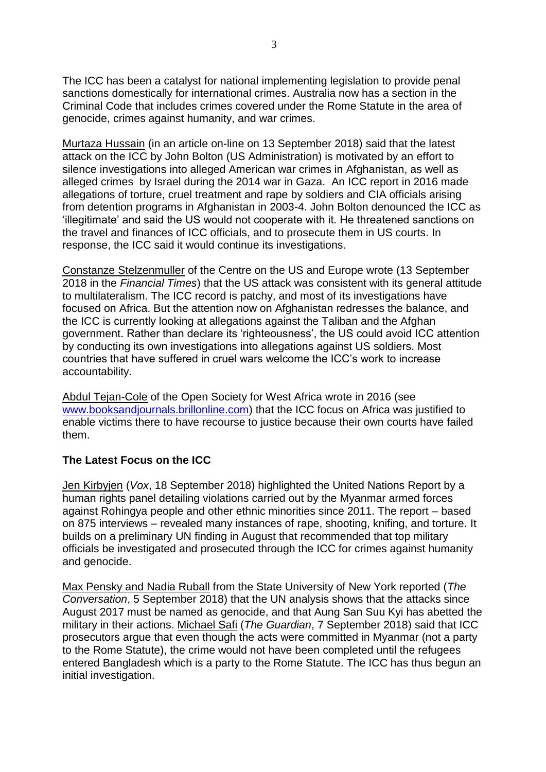The ICC has been a catalyst for national implementing legislation to provide penal sanctions domestically for international crimes. Australia now has a section in the Criminal Code that includes crimes covered under the Rome Statute in the area of genocide, crimes against humanity, and war crimes.

Murtaza Hussain (in an article on-line on 13 September 2018) said that the latest attack on the ICC by John Bolton (US Administration) is motivated by an effort to silence investigations into alleged American war crimes in Afghanistan, as well as alleged crimes by Israel during the 2014 war in Gaza. An ICC report in 2016 made allegations of torture, cruel treatment and rape by soldiers and CIA officials arising from detention programs in Afghanistan in 2003-4. John Bolton denounced the ICC as 'illegitimate' and said the US would not cooperate with it. He threatened sanctions on the travel and finances of ICC officials, and to prosecute them in US courts. In response, the ICC said it would continue its investigations.

Constanze Stelzenmuller of the Centre on the US and Europe wrote (13 September 2018 in the *Financial Times*) that the US attack was consistent with its general attitude to multilateralism. The ICC record is patchy, and most of its investigations have focused on Africa. But the attention now on Afghanistan redresses the balance, and the ICC is currently looking at allegations against the Taliban and the Afghan government. Rather than declare its 'righteousness', the US could avoid ICC attention by conducting its own investigations into allegations against US soldiers. Most countries that have suffered in cruel wars welcome the ICC's work to increase accountability.

Abdul Tejan-Cole of the Open Society for West Africa wrote in 2016 (see www.booksandjournals.brillonline.com) that the ICC focus on Africa was justified to enable victims there to have recourse to justice because their own courts have failed them.

**The Latest Focus on the ICC**

Jen Kirbyjen (*Vox*, 18 September 2018) highlighted the United Nations Report by a human rights panel detailing violations carried out by the Myanmar armed forces against Rohingya people and other ethnic minorities since 2011. The report – based on 875 interviews – revealed many instances of rape, shooting, knifing, and torture. It builds on a preliminary UN finding in August that recommended that top military officials be investigated and prosecuted through the ICC for crimes against humanity and genocide.

Max Pensky and Nadia Ruball from the State University of New York reported (*The Conversation*, 5 September 2018) that the UN analysis shows that the attacks since August 2017 must be named as genocide, and that Aung San Suu Kyi has abetted the military in their actions. Michael Safi (*The Guardian*, 7 September 2018) said that ICC prosecutors argue that even though the acts were committed in Myanmar (not a party to the Rome Statute), the crime would not have been completed until the refugees entered Bangladesh which is a party to the Rome Statute. The ICC has thus begun an initial investigation.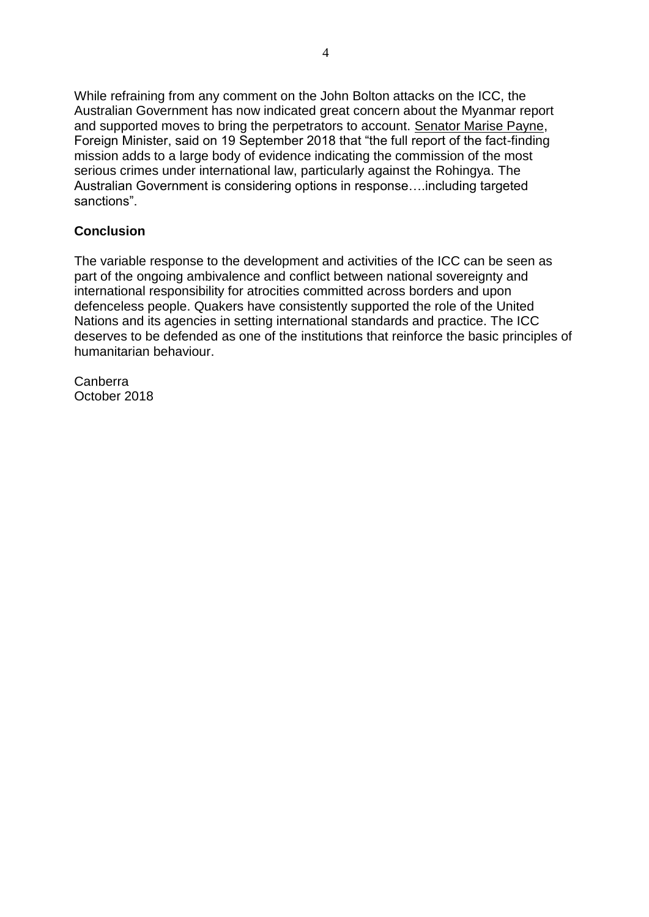While refraining from any comment on the John Bolton attacks on the ICC, the Australian Government has now indicated great concern about the Myanmar report and supported moves to bring the perpetrators to account. Senator Marise Payne, Foreign Minister, said on 19 September 2018 that "the full report of the fact-finding mission adds to a large body of evidence indicating the commission of the most serious crimes under international law, particularly against the Rohingya. The Australian Government is considering options in response….including targeted sanctions".

**Conclusion**

The variable response to the development and activities of the ICC can be seen as part of the ongoing ambivalence and conflict between national sovereignty and international responsibility for atrocities committed across borders and upon defenceless people. Quakers have consistently supported the role of the United Nations and its agencies in setting international standards and practice. The ICC deserves to be defended as one of the institutions that reinforce the basic principles of humanitarian behaviour.

Canberra
October 2018